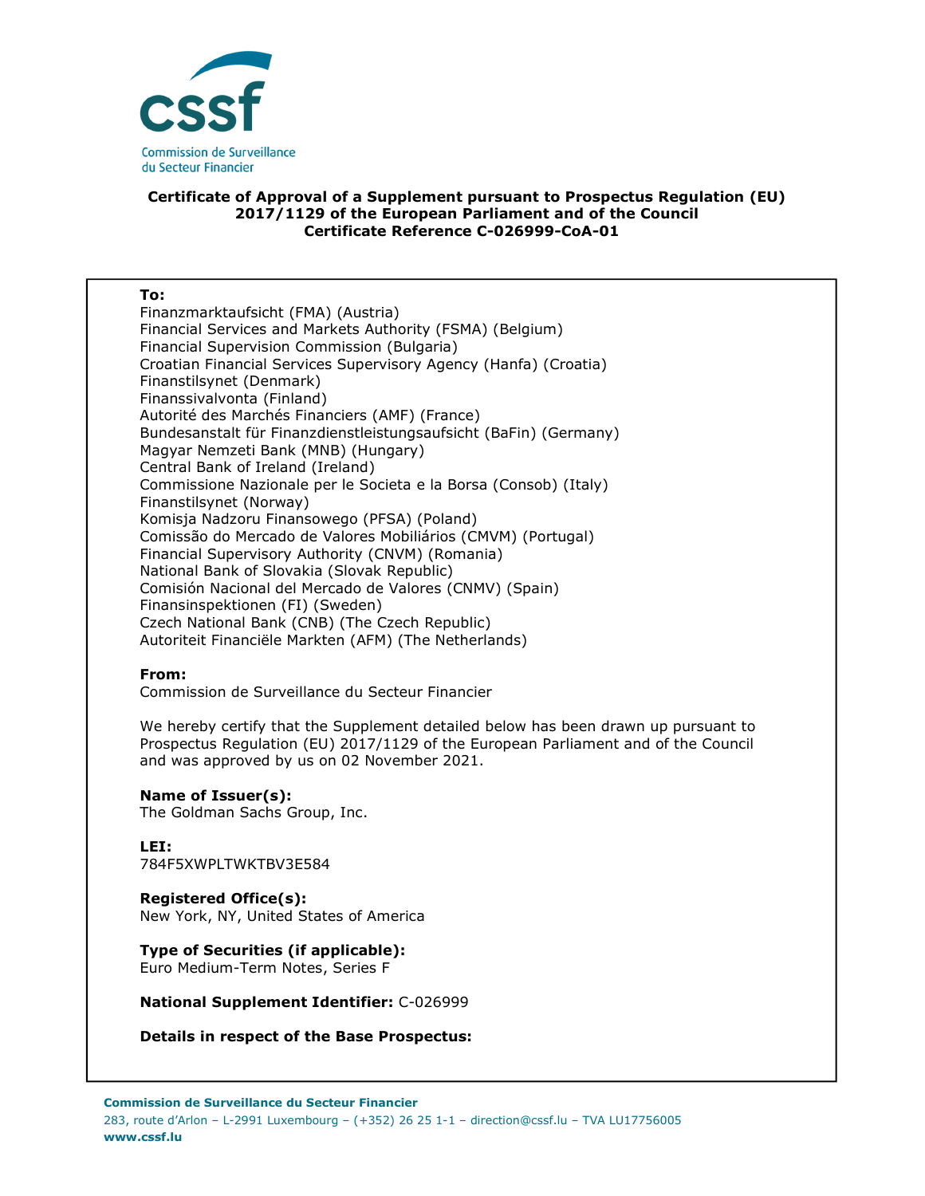cssf

Commission de Surveillance du Secteur Financier

**Certificate of Approval of a Supplement pursuant to Prospectus Regulation (EU) 2017/1129 of the European Parliament and of the Council**
**Certificate Reference C-026999-CoA-01**

**To:**
Finanzmarktaufsicht (FMA) (Austria)
Financial Services and Markets Authority (FSMA) (Belgium)
Financial Supervision Commission (Bulgaria)
Croatian Financial Services Supervisory Agency (Hanfa) (Croatia)
Finanstilsynet (Denmark)
Finanssivalvonta (Finland)
Autorité des Marchés Financiers (AMF) (France)
Bundesanstalt für Finanzdienstleistungsaufsicht (BaFin) (Germany)
Magyar Nemzeti Bank (MNB) (Hungary)
Central Bank of Ireland (Ireland)
Commissione Nazionale per le Societa e la Borsa (Consob) (Italy)
Finanstilsynet (Norway)
Komisja Nadzoru Finansowego (PFSA) (Poland)
Comissão do Mercado de Valores Mobiliários (CMVM) (Portugal)
Financial Supervisory Authority (CNVM) (Romania)
National Bank of Slovakia (Slovak Republic)
Comisión Nacional del Mercado de Valores (CNMV) (Spain)
Finansinspektionen (FI) (Sweden)
Czech National Bank (CNB) (The Czech Republic)
Autoriteit Financiële Markten (AFM) (The Netherlands)

**From:**
Commission de Surveillance du Secteur Financier

We hereby certify that the Supplement detailed below has been drawn up pursuant to Prospectus Regulation (EU) 2017/1129 of the European Parliament and of the Council and was approved by us on 02 November 2021.

**Name of Issuer(s):**
The Goldman Sachs Group, Inc.

**LEI:**
784F5XWPLTWKTBV3E584

**Registered Office(s):**
New York, NY, United States of America

**Type of Securities (if applicable):**
Euro Medium-Term Notes, Series F

**National Supplement Identifier:** C-026999

**Details in respect of the Base Prospectus:**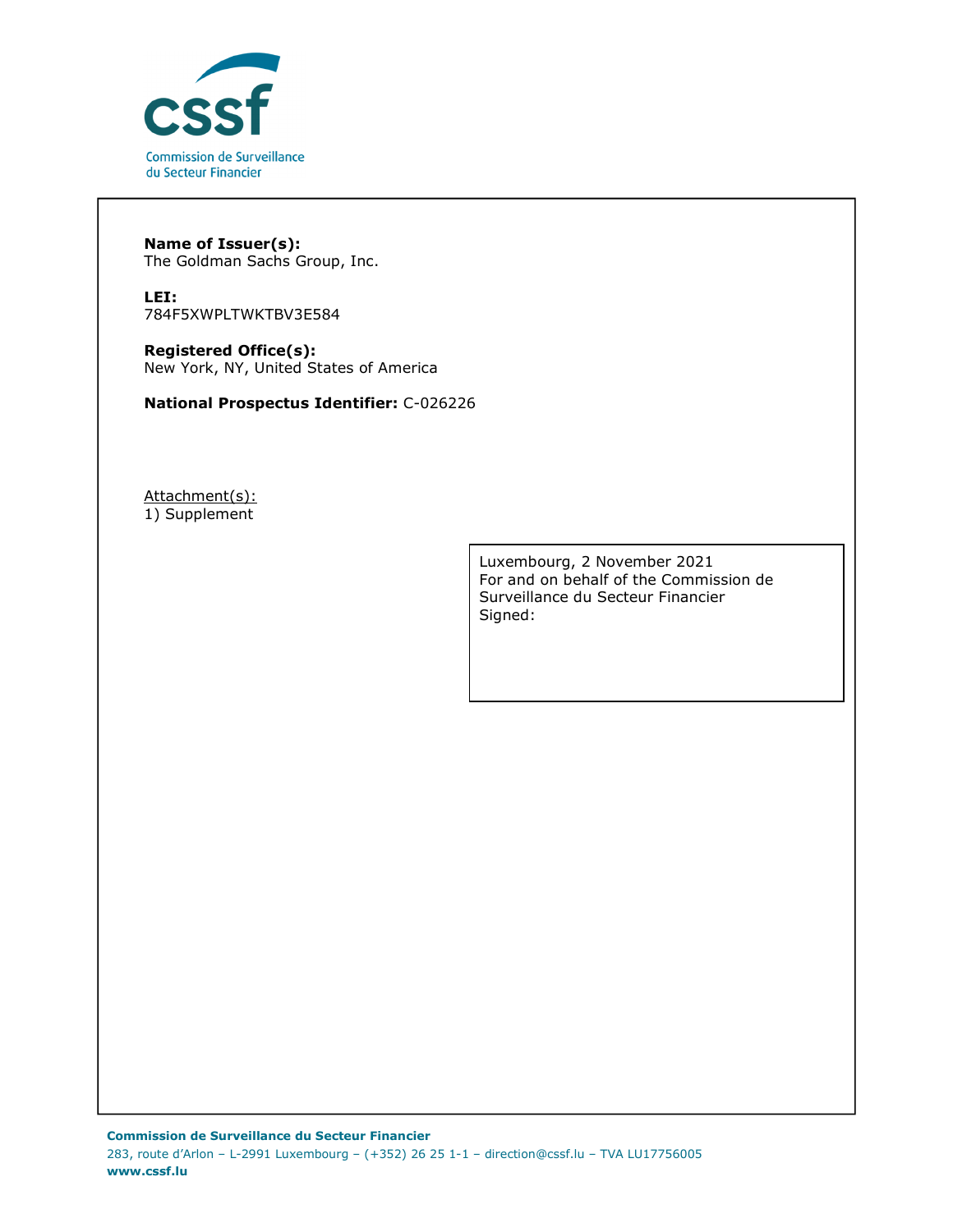**Name of Issuer(s):**
The Goldman Sachs Group, Inc.

**LEI:**
784F5XWPLTWKTBV3E584

**Registered Office(s):**
New York, NY, United States of America

**National Prospectus Identifier:** C-026226

Attachment(s):
1) Supplement

Luxembourg, 2 November 2021
For and on behalf of the Commission de Surveillance du Secteur Financier
Signed:

**Commission de Surveillance du Secteur Financier**
283, route d'Arlon – L-2991 Luxembourg – (+352) 26 25 1-1 – direction@cssf.lu – TVA LU17756005
**www.cssf.lu**